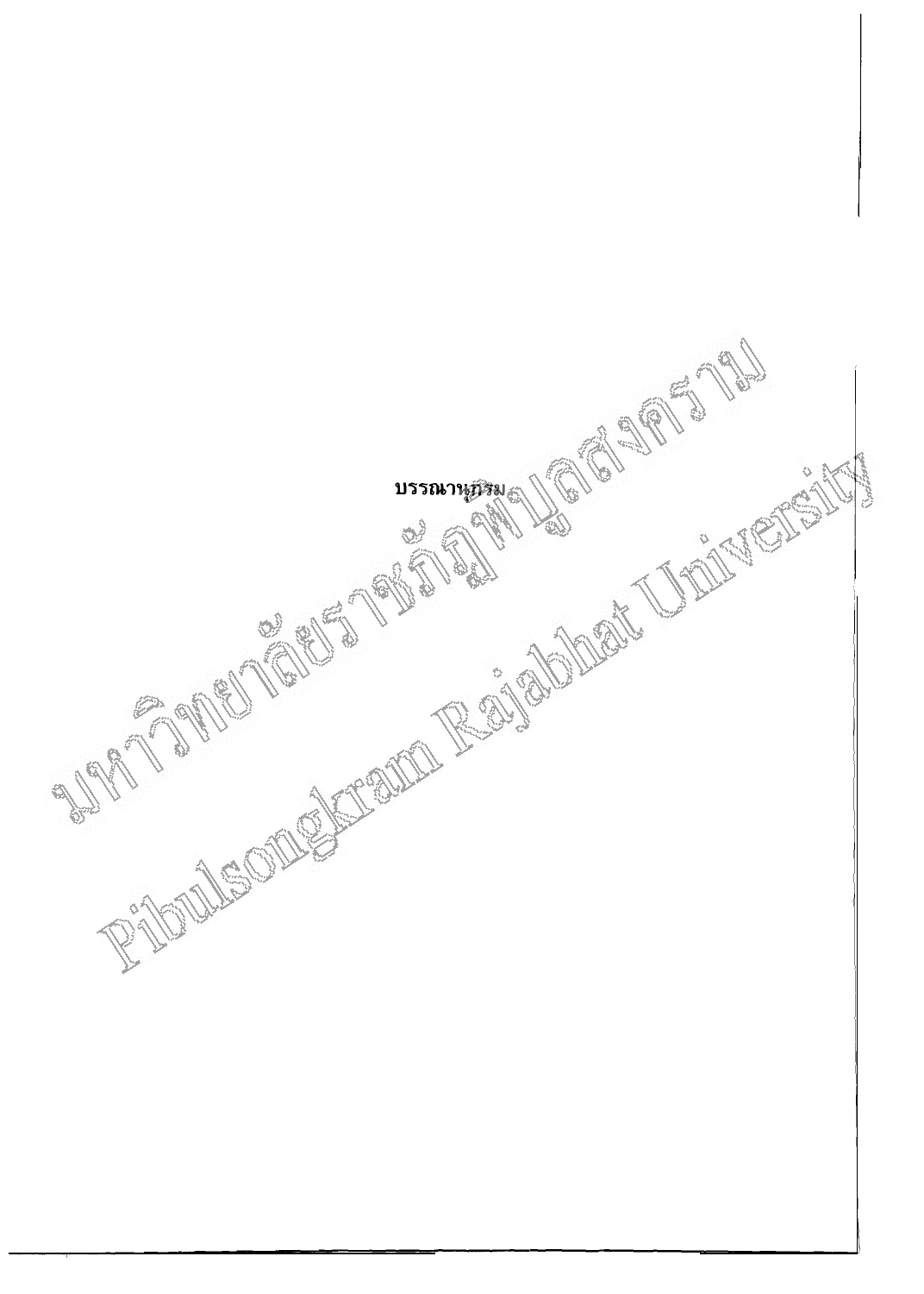# บรรณานุกรม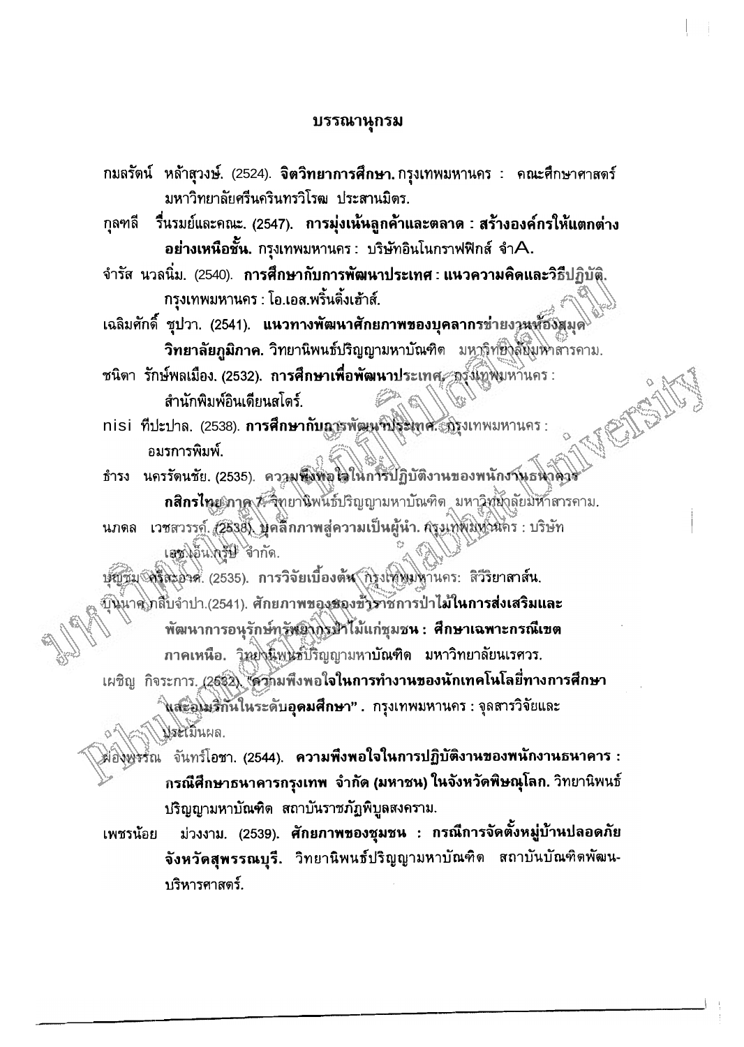## บรรณานุกรม

กมลรัตน์ หล้าสุวงษ์. (2524). **จิตวิทยาการศึกษา.** กรุงเทพมหานคร : คณะศึกษาศาสตร์ มหาวิทยาลัยศรีนครินทรวิโรฒ ประสานมิตร.

กุลฑลี รื่นรมย์และคณะ. (2547). **การมุ่งเน้นลูกค้าและตลาด : สร้างองค์กรให้แตกต่างอย่างเหนือชั้น.** กรุงเทพมหานคร : บริษัทอินโนกราฟฟิกส์ จำA.

จำรัส นวลนิ่ม. (2540). **การศึกษากับการพัฒนาประเทศ : แนวความคิดและวิธีปฏิบัติ.** กรุงเทพมหานคร : โอ.เอส.พริ้นติ้งเฮ้าส์.

เฉลิมศักดิ์ ชุปวา. (2541). **แนวทางพัฒนาศักยภาพของบุคลากรช่ายงานห้องสมุดวิทยาลัยภูมิภาค.** วิทยานิพนธ์ปริญญามหาบัณฑิต มหาวิทยาลัยมหาสารคาม.

ชนิดา รักษ์พลเมือง. (2532). **การศึกษาเพื่อพัฒนาประเทศ.** กรุงเทพมหานคร : สำนักพิมพ์อินเดียนสโตร์.

nisi ทีปะปาล. (2538). **การศึกษากับการพัฒนาประเทศ.** กรุงเทพมหานคร : อมรการพิมพ์.

ธำรง นครรัตนชัย. (2535). **ความพึงพอใจในการปฏิบัติงานของพนักงานธนาคารกสิกรไทย ภาค 7.** วิทยานิพนธ์ปริญญามหาบัณฑิต มหาวิทยาลัยมหาสารคาม.

นภดล เวชสวรรค์. (2538). **บุคลิกภาพสู่ความเป็นผู้นำ.** กรุงเทพมหานคร : บริษัท เอช.เอ็น.กรุ๊ป จำกัด.

บุญชม ศรีสะอาด. (2535). **การวิจัยเบื้องต้น.** กรุงเทพมหานคร: สิวีริยาสาส์น.

บุนนาค กลีบจำปา.(2541). **ศักยภาพของของข้าราชการป่าไม้ในการส่งเสริมและพัฒนาการอนุรักษ์ทรัพยากรป่าไม้แก่ชุมชน : ศึกษาเฉพาะกรณีเขตภาคเหนือ.** วิทยานิพนธ์ปริญญามหาบัณฑิต มหาวิทยาลัยนเรศวร.

เผชิญ กิจระการ. (2532). **"ความพึงพอใจในการทำงานของนักเทคโนโลยี่ทางการศึกษาและอเมริกันในระดับอุดมศึกษา"** . กรุงเทพมหานคร : จุลสารวิจัยและประเมินผล.

ผ่องพรรณ จันทร์โอชา. (2544). **ความพึงพอใจในการปฏิบัติงานของพนักงานธนาคาร : กรณีศึกษาธนาคารกรุงเทพ จำกัด (มหาชน) ในจังหวัดพิษณุโลก.** วิทยานิพนธ์ปริญญามหาบัณฑิต สถาบันราชภัฏพิบูลสงคราม.

เพชรน้อย ม่วงงาม. (2539). **ศักยภาพของชุมชน : กรณีการจัดตั้งหมู่บ้านปลอดภัยจังหวัดสุพรรณบุรี.** วิทยานิพนธ์ปริญญามหาบัณฑิต สถาบันบัณฑิตพัฒนบริหารศาสตร์.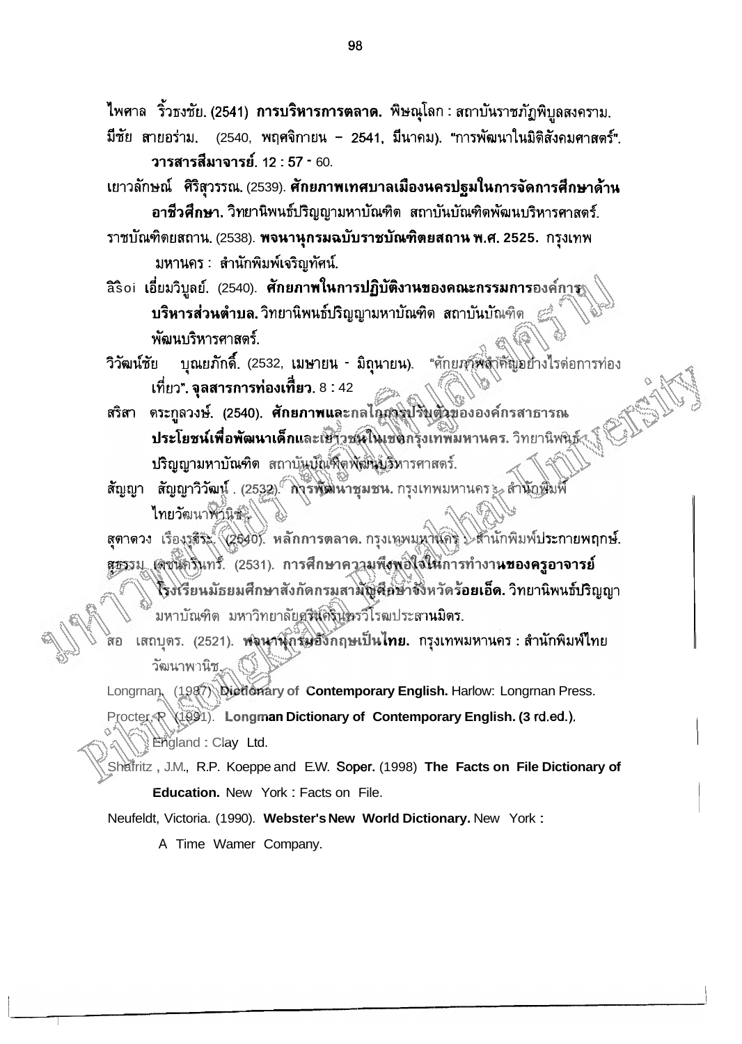ไพศาล ริ้วธงชัย. (2541) **การบริหารการตลาด.** พิษณุโลก : สถาบันราชภัฏพิบูลสงคราม.

มีชัย สายอร่าม. (2540, พฤศจิกายน – 2541, มีนาคม). "การพัฒนาในมิติสังคมศาสตร์". **วารสารสีมาจารย์.** 12 : 57 - 60.

เยาวลักษณ์ ศิริสุวรรณ. (2539). **ศักยภาพเทศบาลเมืองนครปฐมในการจัดการศึกษาด้านอาชีวศึกษา.** วิทยานิพนธ์ปริญญามหาบัณฑิต สถาบันบัณฑิตพัฒนบริหารศาสตร์.

ราชบัณฑิตยสถาน. (2538). **พจนานุกรมฉบับราชบัณฑิตยสถาน พ.ศ. 2525.** กรุงเทพมหานคร : สำนักพิมพ์เจริญทัศน์.

ลิSoi เอี่ยมวิบูลย์. (2540). **ศักยภาพในการปฏิบัติงานของคณะกรรมการองค์การบริหารส่วนตำบล.** วิทยานิพนธ์ปริญญามหาบัณฑิต สถาบันบัณฑิตพัฒนบริหารศาสตร์.

วิวัฒน์ชัย บุณยภักดิ์. (2532, เมษายน - มิถุนายน). "ศักยภาพสำคัญอย่างไรต่อการท่องเที่ยว". **จุลสารการท่องเที่ยว.** 8 : 42

สริสา ตระกูลวงษ์. (2540). **ศักยภาพและกลไกการปรับตัวขององค์กรสาธารณประโยชน์เพื่อพัฒนาเด็กและเยาวชนในเขตกรุงเทพมหานคร.** วิทยานิพนธ์ปริญญามหาบัณฑิต สถาบันบัณฑิตพัฒนบริหารศาสตร์.

สัญญา สัญญาวิวัฒน์ . (2532). **การพัฒนาชุมชน.** กรุงเทพมหานคร : สำนักพิมพ์ไทยวัฒนาพานิช.

สุดาดวง เรืองรุจิระ. (2540). **หลักการตลาด.** กรุงเทพมหานคร : สำนักพิมพ์ประกายพฤกษ์.

สุธรรม เดชนครินทร์. (2531). **การศึกษาความพึงพอใจในการทำงานของครูอาจารย์โรงเรียนมัธยมศึกษาสังกัดกรมสามัญศึกษาจังหวัดร้อยเอ็ด.** วิทยานิพนธ์ปริญญามหาบัณฑิต มหาวิทยาลัยศรีนครินทรวิโรฒประสานมิตร.

สอ เสถบุตร. (2521). **พจนานุกรมอังกฤษเป็นไทย.** กรุงเทพมหานคร : สำนักพิมพ์ไทยวัฒนาพานิช.

Longrnan. (1987). **Dictionary of Contemporary English.** Harlow: Longrnan Press.

Procter, P. (1991). **Longman Dictionary of Contemporary English. (3 rd.ed.).** England : Clay Ltd.

Shafritz , J.M., R.P. Koeppe and E.W. Soper. (1998) **The Facts on File Dictionary of Education.** New York : Facts on File.

Neufeldt, Victoria. (1990). **Webster's New World Dictionary.** New York : A Time Wamer Company.